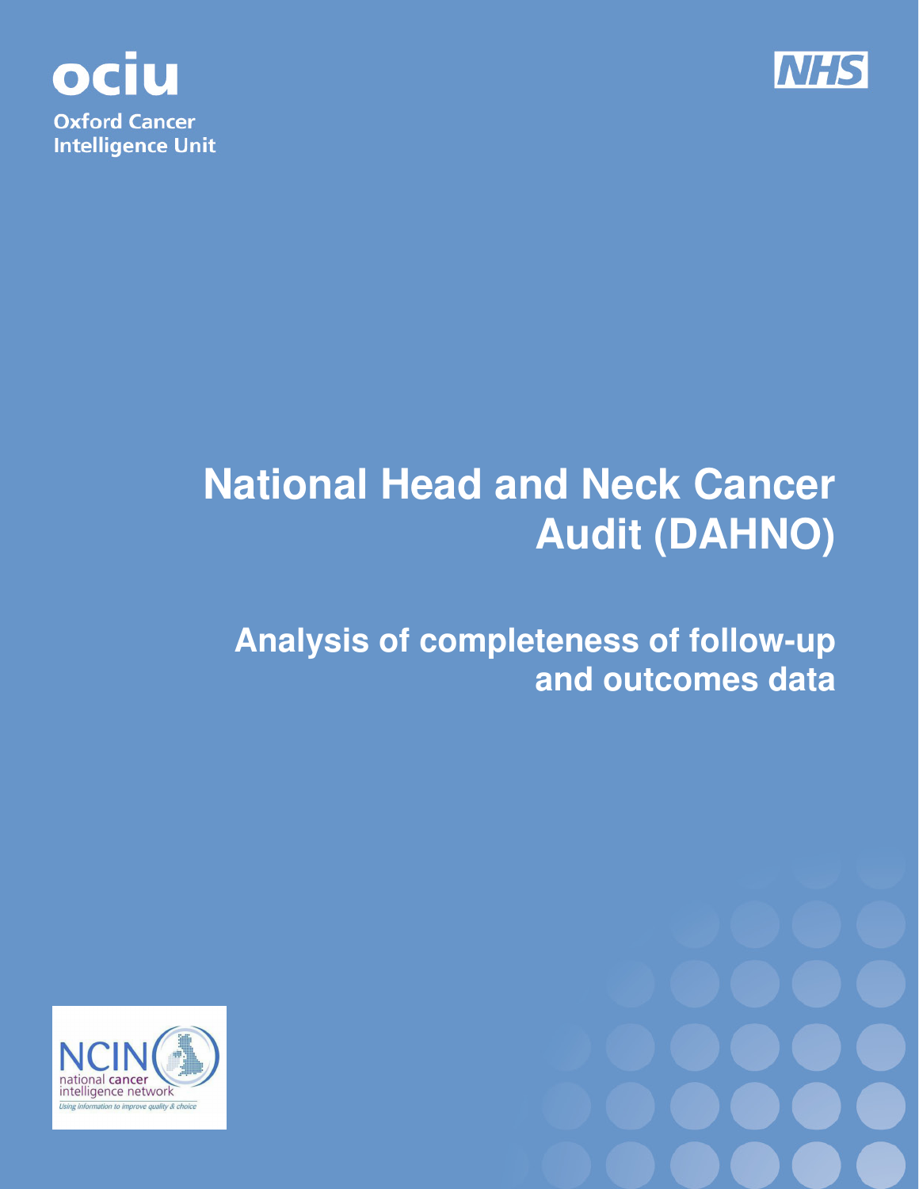ociu

Oxford Cancer Intelligence Unit

NHS

# National Head and Neck Cancer Audit (DAHNO)

## Analysis of completeness of follow-up and outcomes data

NCIN national cancer intelligence network

*Using information to improve quality & choice*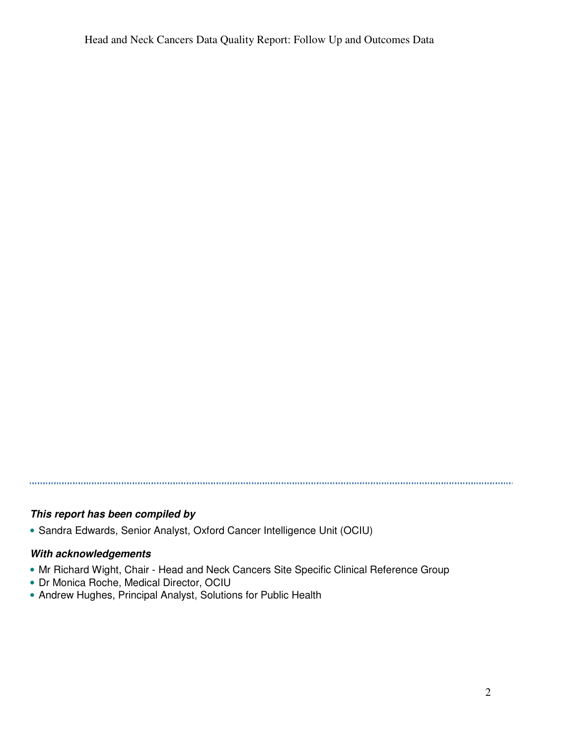***This report has been compiled by***

- Sandra Edwards, Senior Analyst, Oxford Cancer Intelligence Unit (OCIU)

***With acknowledgements***

- Mr Richard Wight, Chair - Head and Neck Cancers Site Specific Clinical Reference Group
- Dr Monica Roche, Medical Director, OCIU
- Andrew Hughes, Principal Analyst, Solutions for Public Health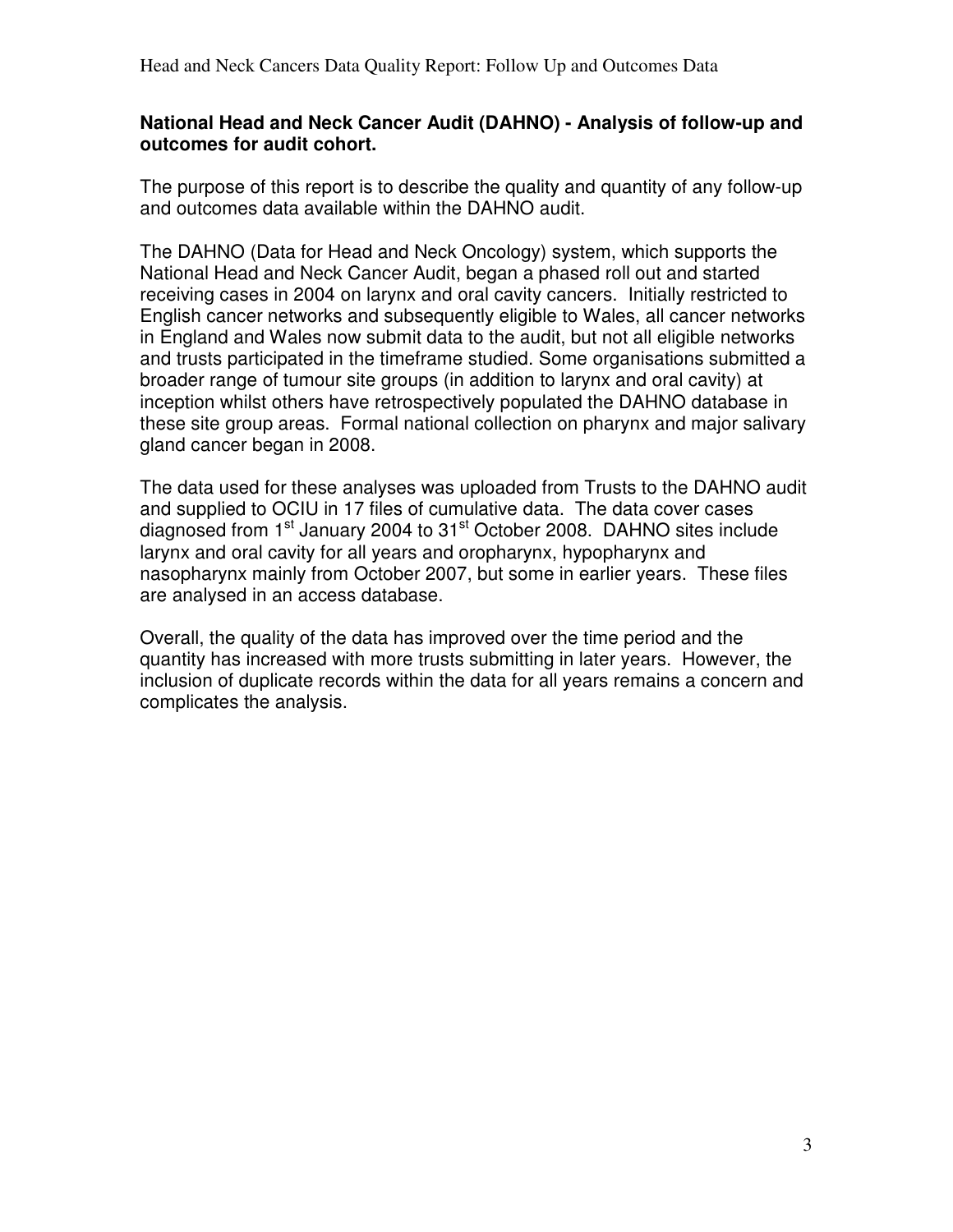**National Head and Neck Cancer Audit (DAHNO) - Analysis of follow-up and outcomes for audit cohort.**

The purpose of this report is to describe the quality and quantity of any follow-up and outcomes data available within the DAHNO audit.

The DAHNO (Data for Head and Neck Oncology) system, which supports the National Head and Neck Cancer Audit, began a phased roll out and started receiving cases in 2004 on larynx and oral cavity cancers. Initially restricted to English cancer networks and subsequently eligible to Wales, all cancer networks in England and Wales now submit data to the audit, but not all eligible networks and trusts participated in the timeframe studied. Some organisations submitted a broader range of tumour site groups (in addition to larynx and oral cavity) at inception whilst others have retrospectively populated the DAHNO database in these site group areas. Formal national collection on pharynx and major salivary gland cancer began in 2008.

The data used for these analyses was uploaded from Trusts to the DAHNO audit and supplied to OCIU in 17 files of cumulative data. The data cover cases diagnosed from 1st January 2004 to 31st October 2008. DAHNO sites include larynx and oral cavity for all years and oropharynx, hypopharynx and nasopharynx mainly from October 2007, but some in earlier years. These files are analysed in an access database.

Overall, the quality of the data has improved over the time period and the quantity has increased with more trusts submitting in later years. However, the inclusion of duplicate records within the data for all years remains a concern and complicates the analysis.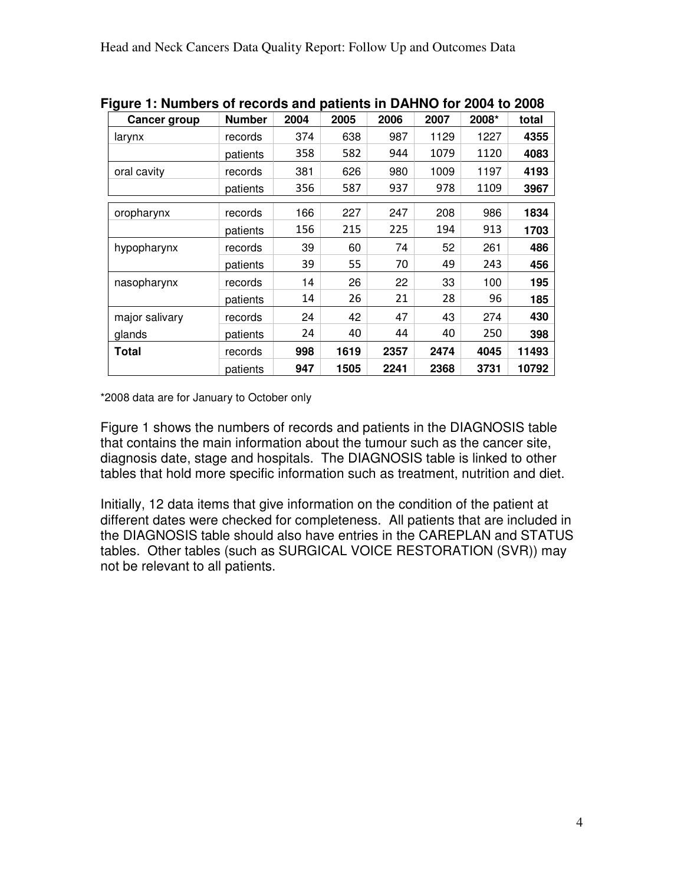**Figure 1: Numbers of records and patients in DAHNO for 2004 to 2008**

| Cancer group | Number | 2004 | 2005 | 2006 | 2007 | 2008* | total |
|---|---|---|---|---|---|---|---|
| larynx | records | 374 | 638 | 987 | 1129 | 1227 | **4355** |
| | patients | 358 | 582 | 944 | 1079 | 1120 | **4083** |
| oral cavity | records | 381 | 626 | 980 | 1009 | 1197 | **4193** |
| | patients | 356 | 587 | 937 | 978 | 1109 | **3967** |
| oropharynx | records | 166 | 227 | 247 | 208 | 986 | **1834** |
| | patients | 156 | 215 | 225 | 194 | 913 | **1703** |
| hypopharynx | records | 39 | 60 | 74 | 52 | 261 | **486** |
| | patients | 39 | 55 | 70 | 49 | 243 | **456** |
| nasopharynx | records | 14 | 26 | 22 | 33 | 100 | **195** |
| | patients | 14 | 26 | 21 | 28 | 96 | **185** |
| major salivary | records | 24 | 42 | 47 | 43 | 274 | **430** |
| glands | patients | 24 | 40 | 44 | 40 | 250 | **398** |
| **Total** | records | **998** | **1619** | **2357** | **2474** | **4045** | **11493** |
| | patients | **947** | **1505** | **2241** | **2368** | **3731** | **10792** |

*2008 data are for January to October only

Figure 1 shows the numbers of records and patients in the DIAGNOSIS table that contains the main information about the tumour such as the cancer site, diagnosis date, stage and hospitals. The DIAGNOSIS table is linked to other tables that hold more specific information such as treatment, nutrition and diet.

Initially, 12 data items that give information on the condition of the patient at different dates were checked for completeness. All patients that are included in the DIAGNOSIS table should also have entries in the CAREPLAN and STATUS tables. Other tables (such as SURGICAL VOICE RESTORATION (SVR)) may not be relevant to all patients.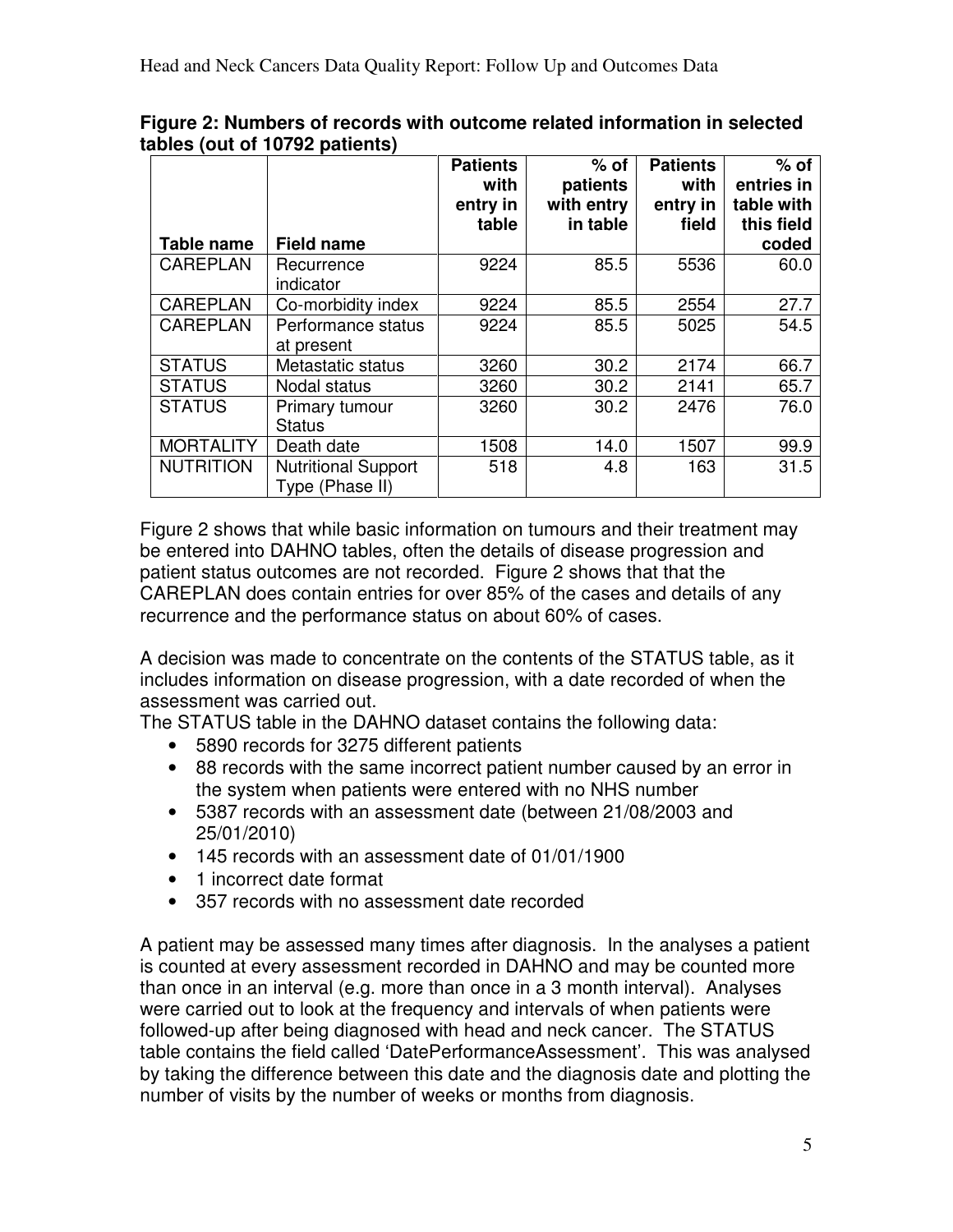**Figure 2: Numbers of records with outcome related information in selected tables (out of 10792 patients)**

| Table name | Field name | Patients with entry in table | % of patients with entry in table | Patients with entry in field | % of entries in table with this field coded |
|---|---|---|---|---|---|
| CAREPLAN | Recurrence indicator | 9224 | 85.5 | 5536 | 60.0 |
| CAREPLAN | Co-morbidity index | 9224 | 85.5 | 2554 | 27.7 |
| CAREPLAN | Performance status at present | 9224 | 85.5 | 5025 | 54.5 |
| STATUS | Metastatic status | 3260 | 30.2 | 2174 | 66.7 |
| STATUS | Nodal status | 3260 | 30.2 | 2141 | 65.7 |
| STATUS | Primary tumour Status | 3260 | 30.2 | 2476 | 76.0 |
| MORTALITY | Death date | 1508 | 14.0 | 1507 | 99.9 |
| NUTRITION | Nutritional Support Type (Phase II) | 518 | 4.8 | 163 | 31.5 |

Figure 2 shows that while basic information on tumours and their treatment may be entered into DAHNO tables, often the details of disease progression and patient status outcomes are not recorded. Figure 2 shows that that the CAREPLAN does contain entries for over 85% of the cases and details of any recurrence and the performance status on about 60% of cases.

A decision was made to concentrate on the contents of the STATUS table, as it includes information on disease progression, with a date recorded of when the assessment was carried out.

The STATUS table in the DAHNO dataset contains the following data:

- 5890 records for 3275 different patients
- 88 records with the same incorrect patient number caused by an error in the system when patients were entered with no NHS number
- 5387 records with an assessment date (between 21/08/2003 and 25/01/2010)
- 145 records with an assessment date of 01/01/1900
- 1 incorrect date format
- 357 records with no assessment date recorded

A patient may be assessed many times after diagnosis. In the analyses a patient is counted at every assessment recorded in DAHNO and may be counted more than once in an interval (e.g. more than once in a 3 month interval). Analyses were carried out to look at the frequency and intervals of when patients were followed-up after being diagnosed with head and neck cancer. The STATUS table contains the field called 'DatePerformanceAssessment'. This was analysed by taking the difference between this date and the diagnosis date and plotting the number of visits by the number of weeks or months from diagnosis.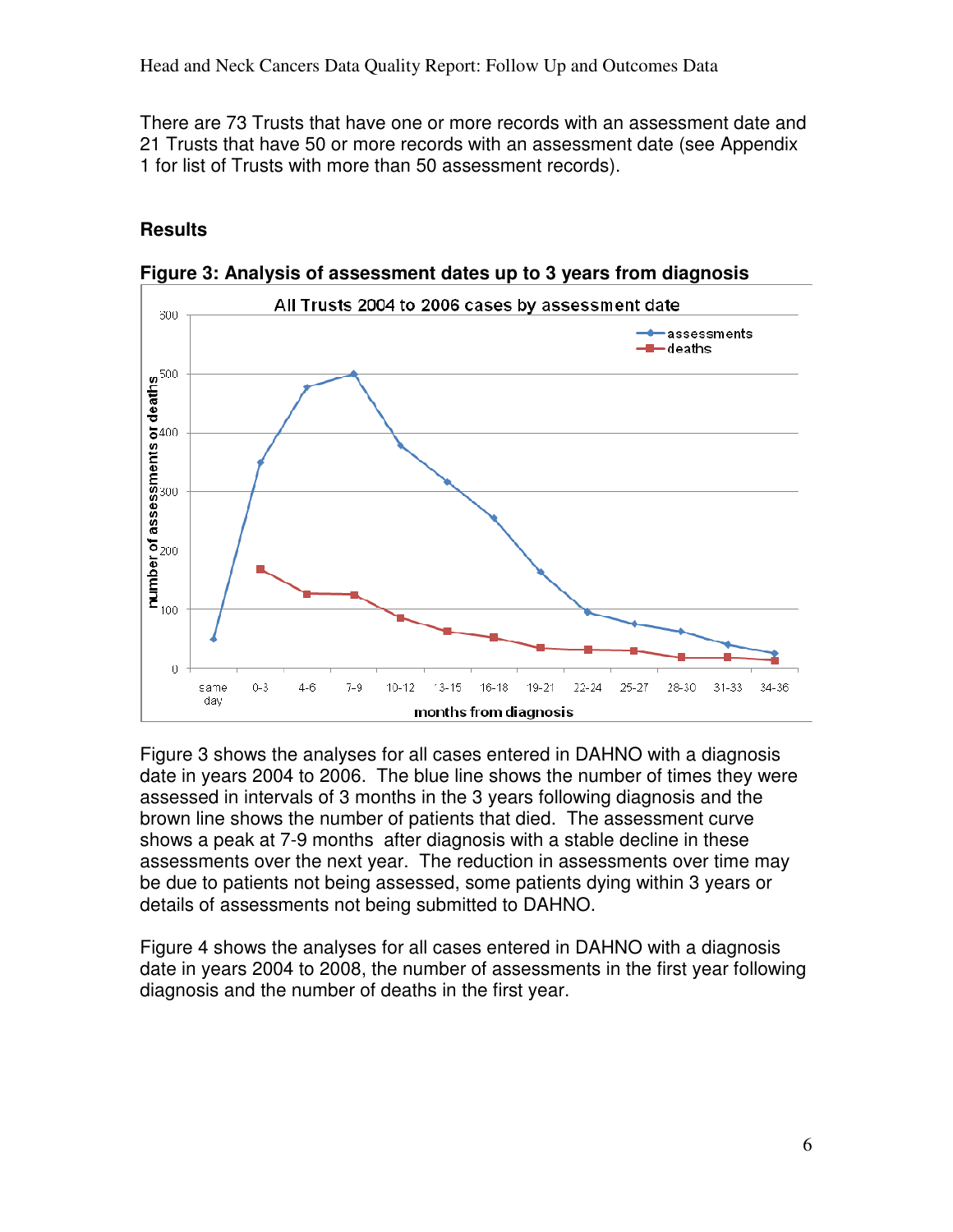There are 73 Trusts that have one or more records with an assessment date and 21 Trusts that have 50 or more records with an assessment date (see Appendix 1 for list of Trusts with more than 50 assessment records).

## Results

**Figure 3: Analysis of assessment dates up to 3 years from diagnosis**

Figure 3 shows the analyses for all cases entered in DAHNO with a diagnosis date in years 2004 to 2006. The blue line shows the number of times they were assessed in intervals of 3 months in the 3 years following diagnosis and the brown line shows the number of patients that died. The assessment curve shows a peak at 7-9 months after diagnosis with a stable decline in these assessments over the next year. The reduction in assessments over time may be due to patients not being assessed, some patients dying within 3 years or details of assessments not being submitted to DAHNO.

Figure 4 shows the analyses for all cases entered in DAHNO with a diagnosis date in years 2004 to 2008, the number of assessments in the first year following diagnosis and the number of deaths in the first year.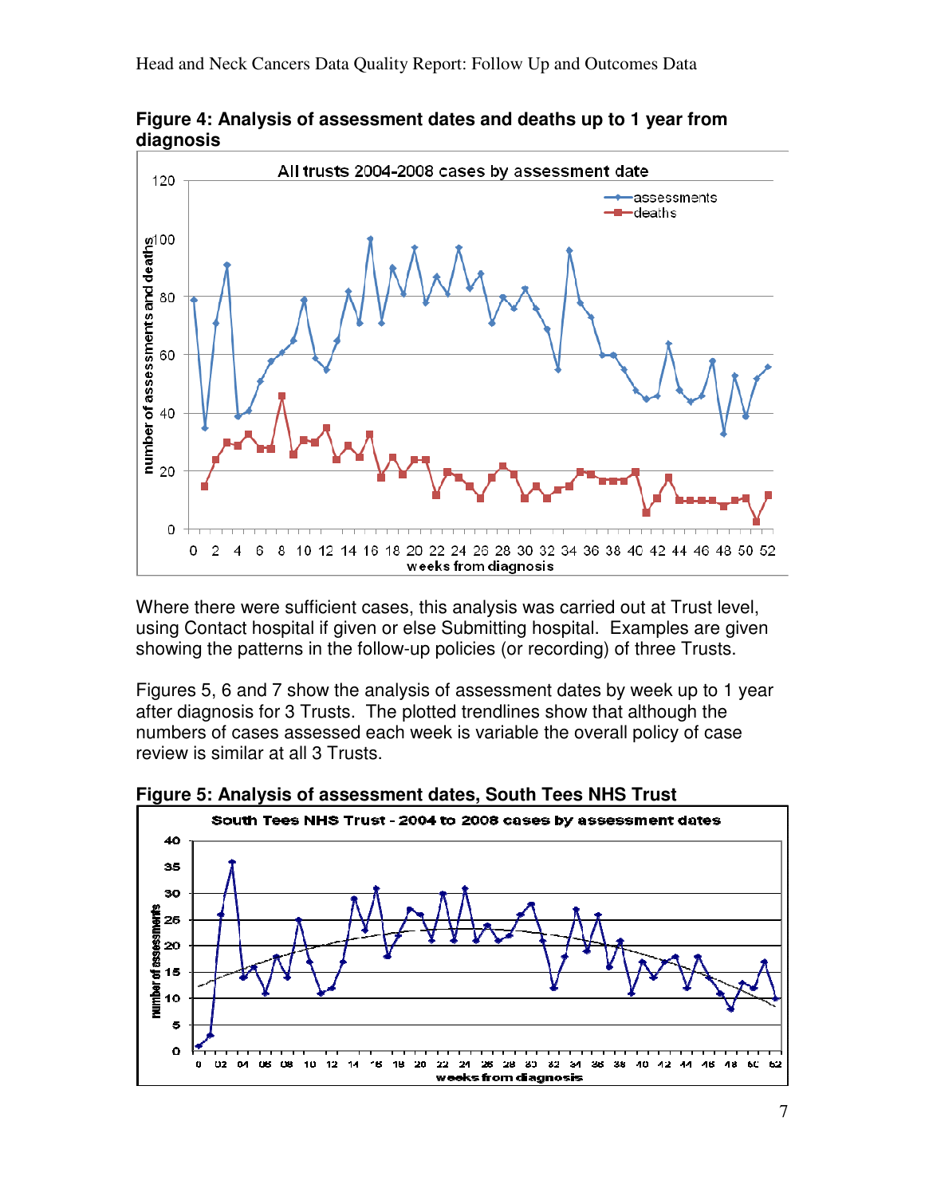**Figure 4: Analysis of assessment dates and deaths up to 1 year from diagnosis**

Where there were sufficient cases, this analysis was carried out at Trust level, using Contact hospital if given or else Submitting hospital. Examples are given showing the patterns in the follow-up policies (or recording) of three Trusts.

Figures 5, 6 and 7 show the analysis of assessment dates by week up to 1 year after diagnosis for 3 Trusts. The plotted trendlines show that although the numbers of cases assessed each week is variable the overall policy of case review is similar at all 3 Trusts.

**Figure 5: Analysis of assessment dates, South Tees NHS Trust**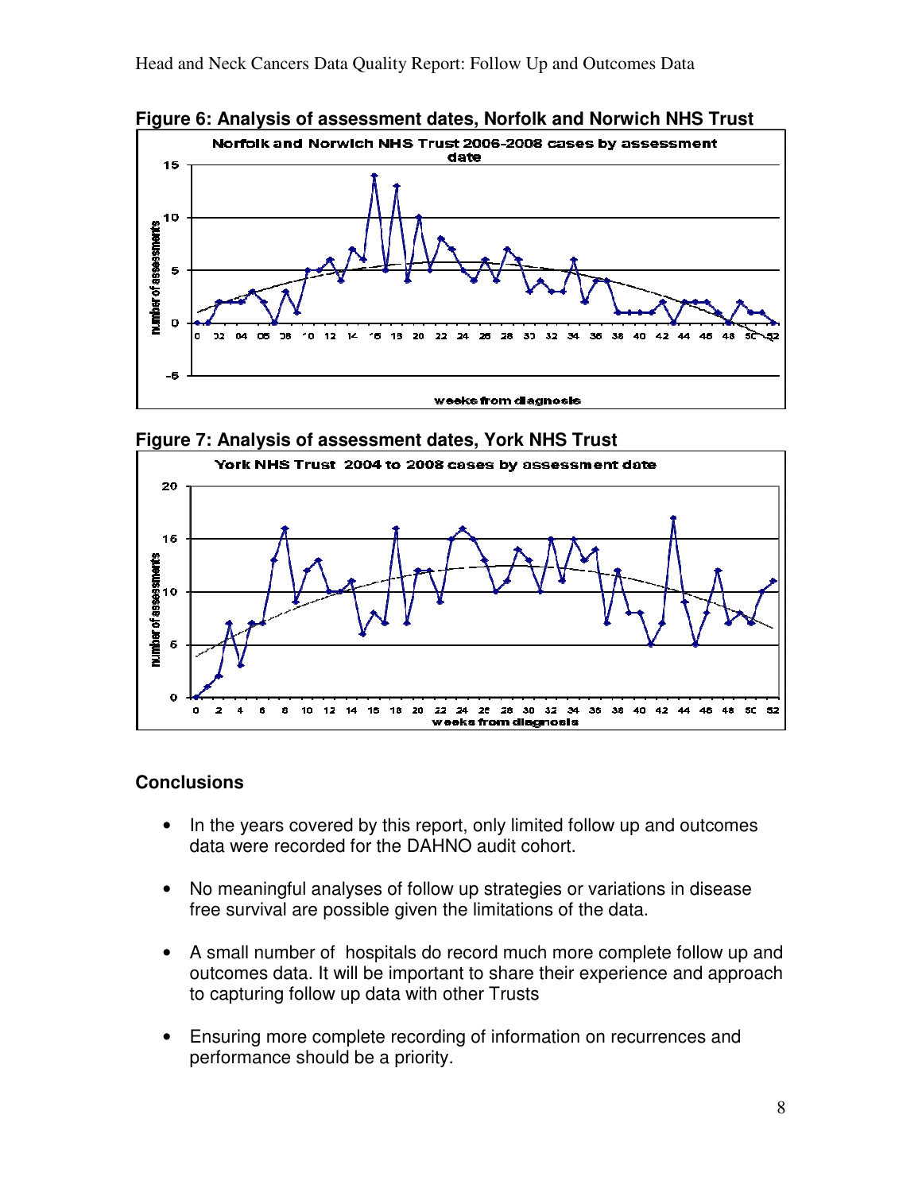**Figure 6: Analysis of assessment dates, Norfolk and Norwich NHS Trust**

**Figure 7: Analysis of assessment dates, York NHS Trust**

## Conclusions

- In the years covered by this report, only limited follow up and outcomes data were recorded for the DAHNO audit cohort.
- No meaningful analyses of follow up strategies or variations in disease free survival are possible given the limitations of the data.
- A small number of hospitals do record much more complete follow up and outcomes data. It will be important to share their experience and approach to capturing follow up data with other Trusts
- Ensuring more complete recording of information on recurrences and performance should be a priority.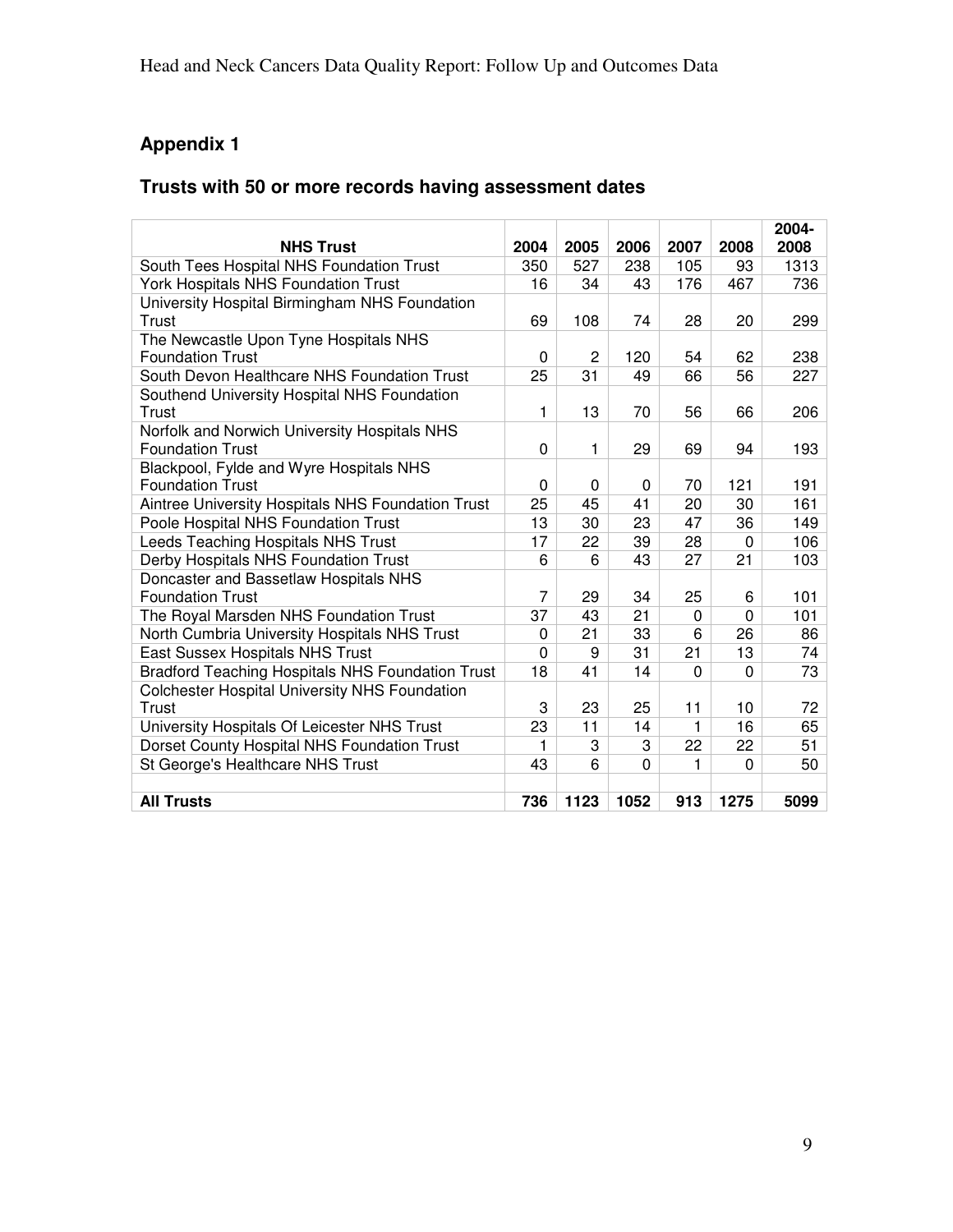## Appendix 1

### Trusts with 50 or more records having assessment dates

| NHS Trust | 2004 | 2005 | 2006 | 2007 | 2008 | 2004-2008 |
|---|---|---|---|---|---|---|
| South Tees Hospital NHS Foundation Trust | 350 | 527 | 238 | 105 | 93 | 1313 |
| York Hospitals NHS Foundation Trust | 16 | 34 | 43 | 176 | 467 | 736 |
| University Hospital Birmingham NHS Foundation Trust | 69 | 108 | 74 | 28 | 20 | 299 |
| The Newcastle Upon Tyne Hospitals NHS Foundation Trust | 0 | 2 | 120 | 54 | 62 | 238 |
| South Devon Healthcare NHS Foundation Trust | 25 | 31 | 49 | 66 | 56 | 227 |
| Southend University Hospital NHS Foundation Trust | 1 | 13 | 70 | 56 | 66 | 206 |
| Norfolk and Norwich University Hospitals NHS Foundation Trust | 0 | 1 | 29 | 69 | 94 | 193 |
| Blackpool, Fylde and Wyre Hospitals NHS Foundation Trust | 0 | 0 | 0 | 70 | 121 | 191 |
| Aintree University Hospitals NHS Foundation Trust | 25 | 45 | 41 | 20 | 30 | 161 |
| Poole Hospital NHS Foundation Trust | 13 | 30 | 23 | 47 | 36 | 149 |
| Leeds Teaching Hospitals NHS Trust | 17 | 22 | 39 | 28 | 0 | 106 |
| Derby Hospitals NHS Foundation Trust | 6 | 6 | 43 | 27 | 21 | 103 |
| Doncaster and Bassetlaw Hospitals NHS Foundation Trust | 7 | 29 | 34 | 25 | 6 | 101 |
| The Royal Marsden NHS Foundation Trust | 37 | 43 | 21 | 0 | 0 | 101 |
| North Cumbria University Hospitals NHS Trust | 0 | 21 | 33 | 6 | 26 | 86 |
| East Sussex Hospitals NHS Trust | 0 | 9 | 31 | 21 | 13 | 74 |
| Bradford Teaching Hospitals NHS Foundation Trust | 18 | 41 | 14 | 0 | 0 | 73 |
| Colchester Hospital University NHS Foundation Trust | 3 | 23 | 25 | 11 | 10 | 72 |
| University Hospitals Of Leicester NHS Trust | 23 | 11 | 14 | 1 | 16 | 65 |
| Dorset County Hospital NHS Foundation Trust | 1 | 3 | 3 | 22 | 22 | 51 |
| St George's Healthcare NHS Trust | 43 | 6 | 0 | 1 | 0 | 50 |
| | | | | | | |
| **All Trusts** | **736** | **1123** | **1052** | **913** | **1275** | **5099** |